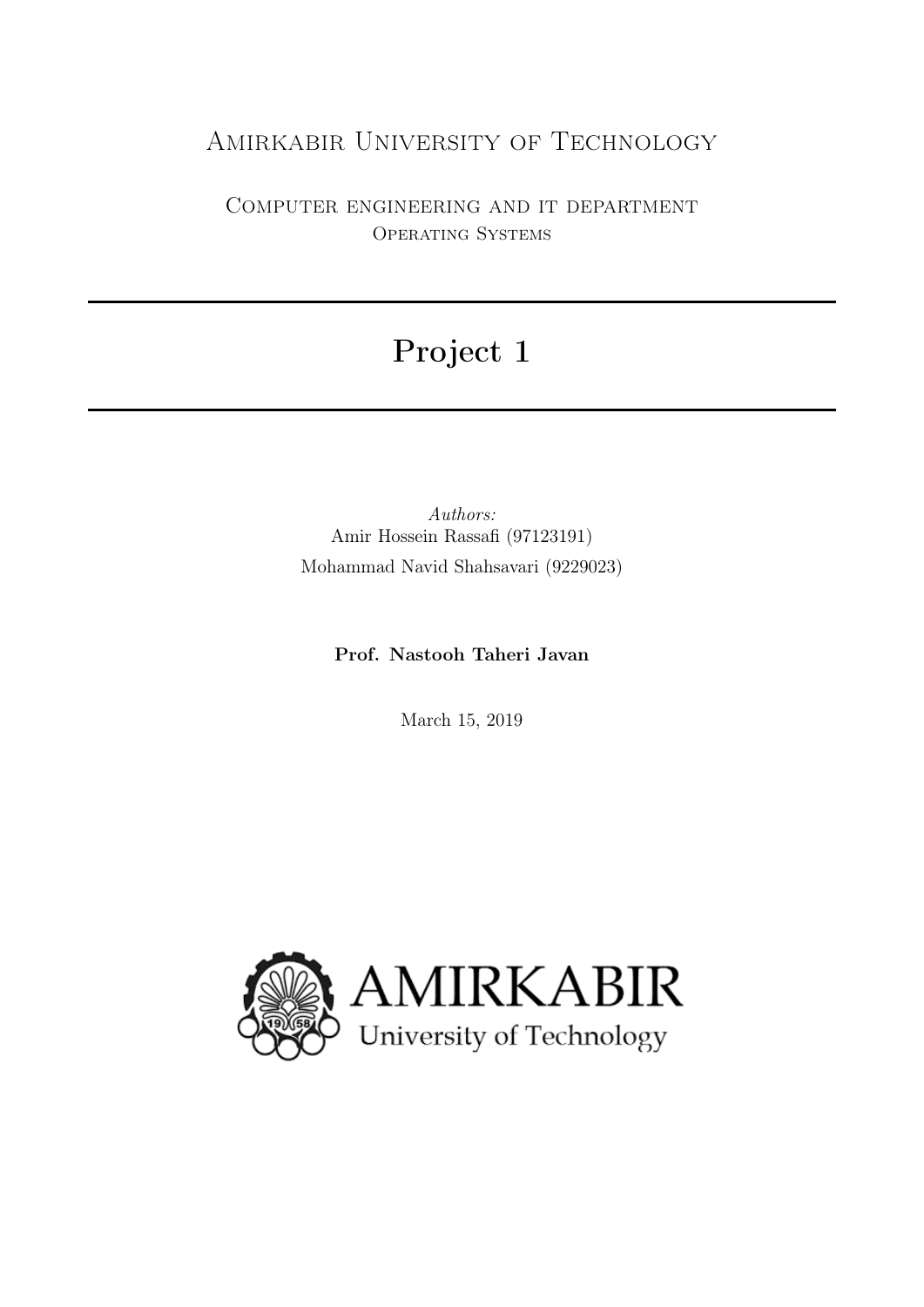Amirkabir University of Technology

Computer engineering and it department

Operating Systems

# Project 1

*Authors:*

Amir Hossein Rassafi (97123191)

Mohammad Navid Shahsavari (9229023)

**Prof. Nastooh Taheri Javan**

March 15, 2019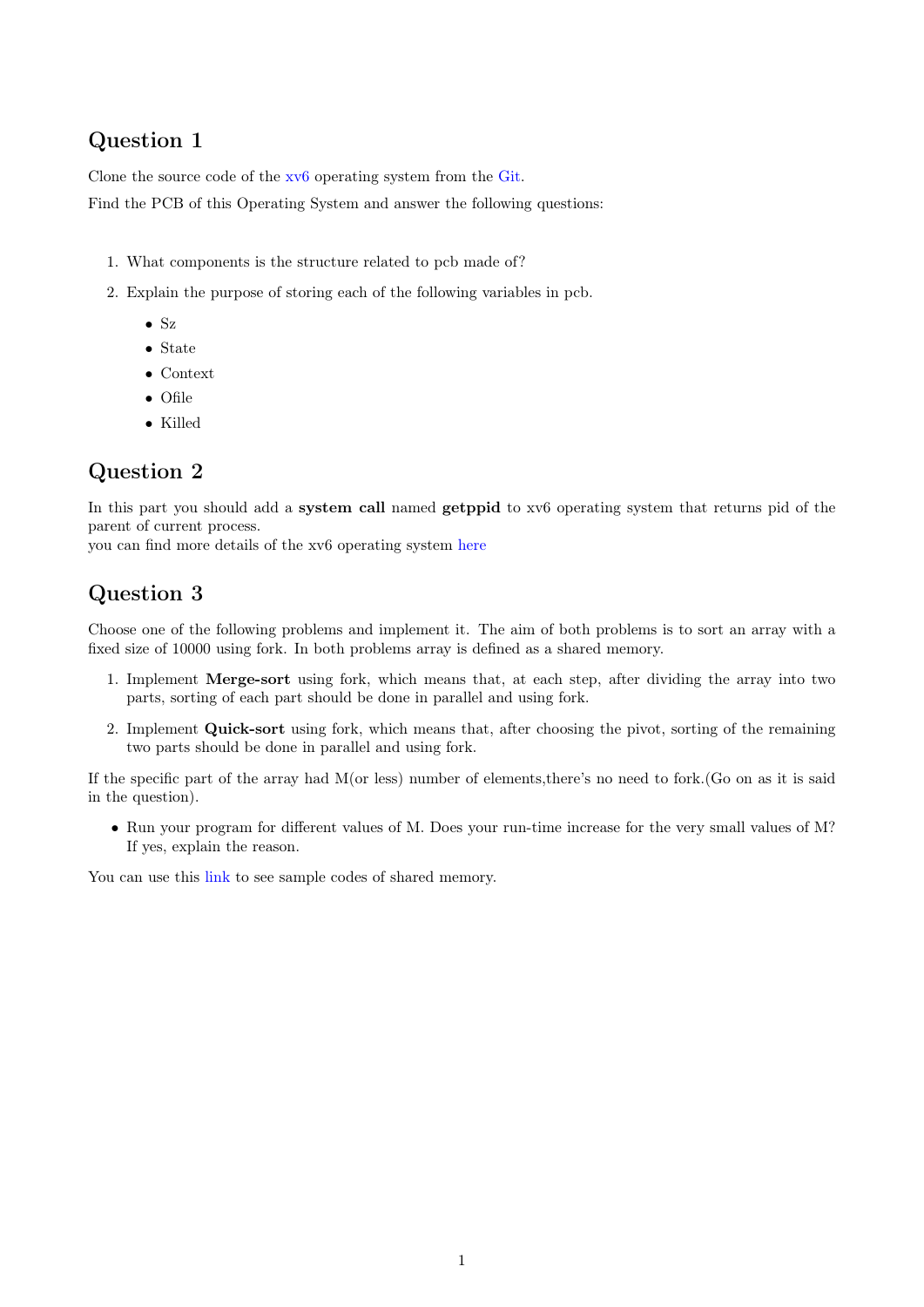## Question 1

Clone the source code of the xv6 operating system from the Git.

Find the PCB of this Operating System and answer the following questions:

1. What components is the structure related to pcb made of?
2. Explain the purpose of storing each of the following variables in pcb.
   - Sz
   - State
   - Context
   - Ofile
   - Killed

## Question 2

In this part you should add a **system call** named **getppid** to xv6 operating system that returns pid of the parent of current process.
you can find more details of the xv6 operating system here

## Question 3

Choose one of the following problems and implement it. The aim of both problems is to sort an array with a fixed size of 10000 using fork. In both problems array is defined as a shared memory.

1. Implement **Merge-sort** using fork, which means that, at each step, after dividing the array into two parts, sorting of each part should be done in parallel and using fork.
2. Implement **Quick-sort** using fork, which means that, after choosing the pivot, sorting of the remaining two parts should be done in parallel and using fork.

If the specific part of the array had M(or less) number of elements,there's no need to fork.(Go on as it is said in the question).

- Run your program for different values of M. Does your run-time increase for the very small values of M? If yes, explain the reason.

You can use this link to see sample codes of shared memory.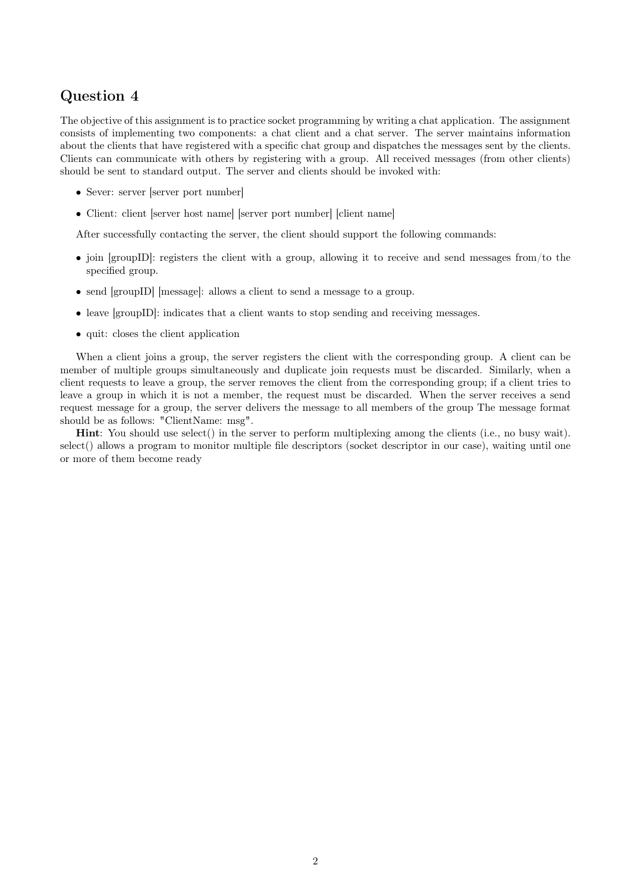## Question 4

The objective of this assignment is to practice socket programming by writing a chat application. The assignment consists of implementing two components: a chat client and a chat server. The server maintains information about the clients that have registered with a specific chat group and dispatches the messages sent by the clients. Clients can communicate with others by registering with a group. All received messages (from other clients) should be sent to standard output. The server and clients should be invoked with:

- Sever: server [server port number]
- Client: client [server host name] [server port number] [client name]

After successfully contacting the server, the client should support the following commands:

- join [groupID]: registers the client with a group, allowing it to receive and send messages from/to the specified group.
- send [groupID] [message]: allows a client to send a message to a group.
- leave [groupID]: indicates that a client wants to stop sending and receiving messages.
- quit: closes the client application

When a client joins a group, the server registers the client with the corresponding group. A client can be member of multiple groups simultaneously and duplicate join requests must be discarded. Similarly, when a client requests to leave a group, the server removes the client from the corresponding group; if a client tries to leave a group in which it is not a member, the request must be discarded. When the server receives a send request message for a group, the server delivers the message to all members of the group The message format should be as follows: "ClientName: msg".

**Hint**: You should use select() in the server to perform multiplexing among the clients (i.e., no busy wait). select() allows a program to monitor multiple file descriptors (socket descriptor in our case), waiting until one or more of them become ready